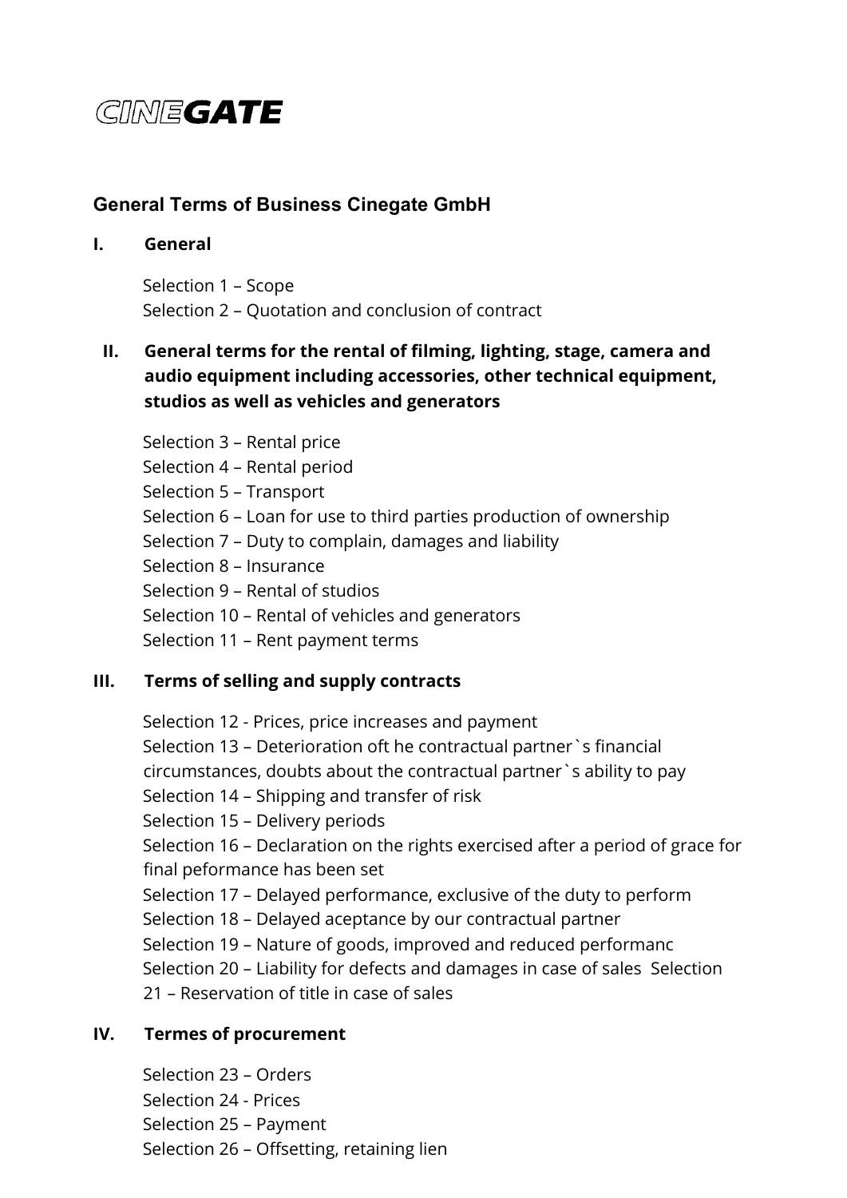CINEGATE

## General Terms of Business Cinegate GmbH

### I. General

Selection 1 – Scope
Selection 2 – Quotation and conclusion of contract

### II. General terms for the rental of filming, lighting, stage, camera and audio equipment including accessories, other technical equipment, studios as well as vehicles and generators

Selection 3 – Rental price
Selection 4 – Rental period
Selection 5 – Transport
Selection 6 – Loan for use to third parties production of ownership
Selection 7 – Duty to complain, damages and liability
Selection 8 – Insurance
Selection 9 – Rental of studios
Selection 10 – Rental of vehicles and generators
Selection 11 – Rent payment terms

### III. Terms of selling and supply contracts

Selection 12 - Prices, price increases and payment
Selection 13 – Deterioration oft he contractual partner`s financial circumstances, doubts about the contractual partner`s ability to pay
Selection 14 – Shipping and transfer of risk
Selection 15 – Delivery periods
Selection 16 – Declaration on the rights exercised after a period of grace for final peformance has been set
Selection 17 – Delayed performance, exclusive of the duty to perform
Selection 18 – Delayed aceptance by our contractual partner
Selection 19 – Nature of goods, improved and reduced performanc
Selection 20 – Liability for defects and damages in case of sales
Selection 21 – Reservation of title in case of sales

### IV. Termes of procurement

Selection 23 – Orders
Selection 24 - Prices
Selection 25 – Payment
Selection 26 – Offsetting, retaining lien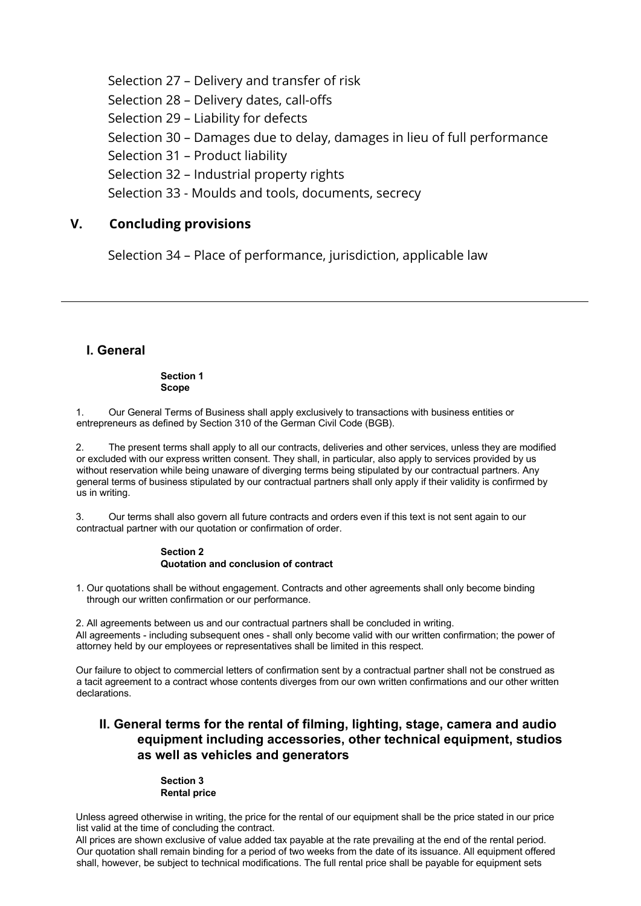Selection 27 – Delivery and transfer of risk

Selection 28 – Delivery dates, call-offs

Selection 29 – Liability for defects

Selection 30 – Damages due to delay, damages in lieu of full performance

Selection 31 – Product liability

Selection 32 – Industrial property rights

Selection 33 - Moulds and tools, documents, secrecy

## V. Concluding provisions

Selection 34 – Place of performance, jurisdiction, applicable law

---

## I. General

**Section 1**
**Scope**

1. Our General Terms of Business shall apply exclusively to transactions with business entities or entrepreneurs as defined by Section 310 of the German Civil Code (BGB).

2. The present terms shall apply to all our contracts, deliveries and other services, unless they are modified or excluded with our express written consent. They shall, in particular, also apply to services provided by us without reservation while being unaware of diverging terms being stipulated by our contractual partners. Any general terms of business stipulated by our contractual partners shall only apply if their validity is confirmed by us in writing.

3. Our terms shall also govern all future contracts and orders even if this text is not sent again to our contractual partner with our quotation or confirmation of order.

**Section 2**
**Quotation and conclusion of contract**

1. Our quotations shall be without engagement. Contracts and other agreements shall only become binding through our written confirmation or our performance.

2. All agreements between us and our contractual partners shall be concluded in writing.
All agreements - including subsequent ones - shall only become valid with our written confirmation; the power of attorney held by our employees or representatives shall be limited in this respect.

Our failure to object to commercial letters of confirmation sent by a contractual partner shall not be construed as a tacit agreement to a contract whose contents diverges from our own written confirmations and our other written declarations.

## II. General terms for the rental of filming, lighting, stage, camera and audio equipment including accessories, other technical equipment, studios as well as vehicles and generators

**Section 3**
**Rental price**

Unless agreed otherwise in writing, the price for the rental of our equipment shall be the price stated in our price list valid at the time of concluding the contract.
All prices are shown exclusive of value added tax payable at the rate prevailing at the end of the rental period.
Our quotation shall remain binding for a period of two weeks from the date of its issuance. All equipment offered shall, however, be subject to technical modifications. The full rental price shall be payable for equipment sets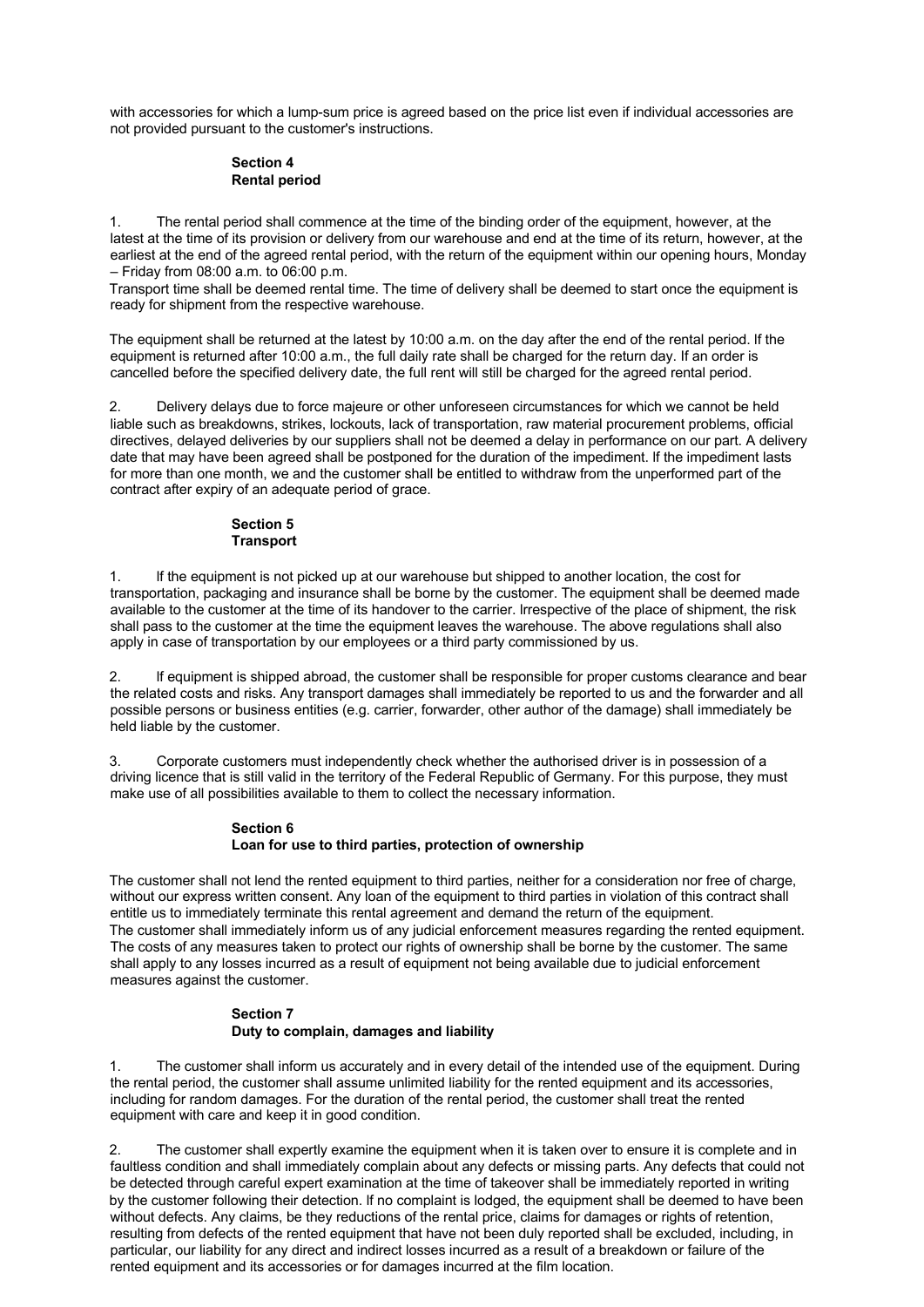with accessories for which a lump-sum price is agreed based on the price list even if individual accessories are not provided pursuant to the customer's instructions.

## Section 4
## Rental period

1. The rental period shall commence at the time of the binding order of the equipment, however, at the latest at the time of its provision or delivery from our warehouse and end at the time of its return, however, at the earliest at the end of the agreed rental period, with the return of the equipment within our opening hours, Monday – Friday from 08:00 a.m. to 06:00 p.m.
Transport time shall be deemed rental time. The time of delivery shall be deemed to start once the equipment is ready for shipment from the respective warehouse.

The equipment shall be returned at the latest by 10:00 a.m. on the day after the end of the rental period. If the equipment is returned after 10:00 a.m., the full daily rate shall be charged for the return day. If an order is cancelled before the specified delivery date, the full rent will still be charged for the agreed rental period.

2. Delivery delays due to force majeure or other unforeseen circumstances for which we cannot be held liable such as breakdowns, strikes, lockouts, lack of transportation, raw material procurement problems, official directives, delayed deliveries by our suppliers shall not be deemed a delay in performance on our part. A delivery date that may have been agreed shall be postponed for the duration of the impediment. If the impediment lasts for more than one month, we and the customer shall be entitled to withdraw from the unperformed part of the contract after expiry of an adequate period of grace.

## Section 5
## Transport

1. If the equipment is not picked up at our warehouse but shipped to another location, the cost for transportation, packaging and insurance shall be borne by the customer. The equipment shall be deemed made available to the customer at the time of its handover to the carrier. Irrespective of the place of shipment, the risk shall pass to the customer at the time the equipment leaves the warehouse. The above regulations shall also apply in case of transportation by our employees or a third party commissioned by us.

2. If equipment is shipped abroad, the customer shall be responsible for proper customs clearance and bear the related costs and risks. Any transport damages shall immediately be reported to us and the forwarder and all possible persons or business entities (e.g. carrier, forwarder, other author of the damage) shall immediately be held liable by the customer.

3. Corporate customers must independently check whether the authorised driver is in possession of a driving licence that is still valid in the territory of the Federal Republic of Germany. For this purpose, they must make use of all possibilities available to them to collect the necessary information.

## Section 6
## Loan for use to third parties, protection of ownership

The customer shall not lend the rented equipment to third parties, neither for a consideration nor free of charge, without our express written consent. Any loan of the equipment to third parties in violation of this contract shall entitle us to immediately terminate this rental agreement and demand the return of the equipment.
The customer shall immediately inform us of any judicial enforcement measures regarding the rented equipment. The costs of any measures taken to protect our rights of ownership shall be borne by the customer. The same shall apply to any losses incurred as a result of equipment not being available due to judicial enforcement measures against the customer.

## Section 7
## Duty to complain, damages and liability

1. The customer shall inform us accurately and in every detail of the intended use of the equipment. During the rental period, the customer shall assume unlimited liability for the rented equipment and its accessories, including for random damages. For the duration of the rental period, the customer shall treat the rented equipment with care and keep it in good condition.

2. The customer shall expertly examine the equipment when it is taken over to ensure it is complete and in faultless condition and shall immediately complain about any defects or missing parts. Any defects that could not be detected through careful expert examination at the time of takeover shall be immediately reported in writing by the customer following their detection. If no complaint is lodged, the equipment shall be deemed to have been without defects. Any claims, be they reductions of the rental price, claims for damages or rights of retention, resulting from defects of the rented equipment that have not been duly reported shall be excluded, including, in particular, our liability for any direct and indirect losses incurred as a result of a breakdown or failure of the rented equipment and its accessories or for damages incurred at the film location.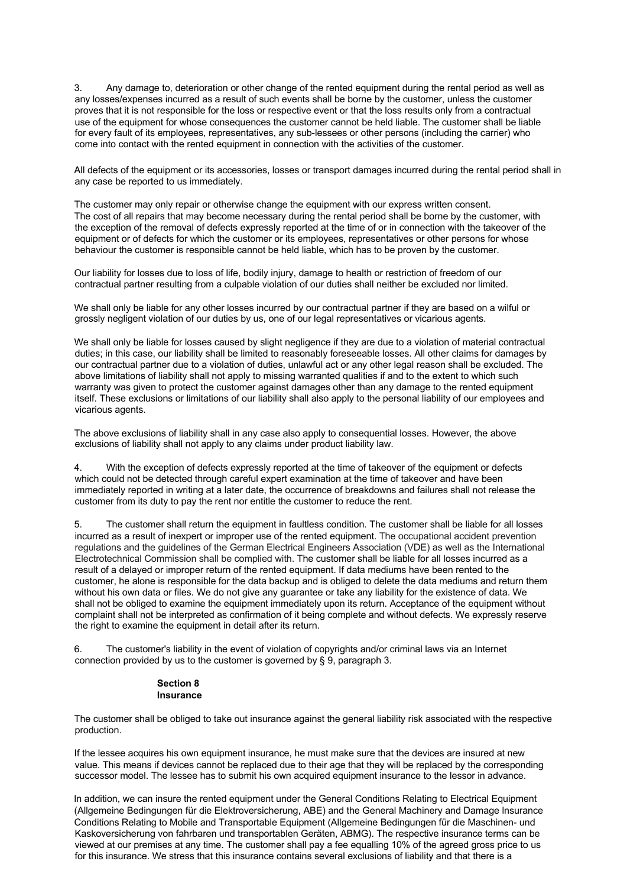3. Any damage to, deterioration or other change of the rented equipment during the rental period as well as any losses/expenses incurred as a result of such events shall be borne by the customer, unless the customer proves that it is not responsible for the loss or respective event or that the loss results only from a contractual use of the equipment for whose consequences the customer cannot be held liable. The customer shall be liable for every fault of its employees, representatives, any sub-lessees or other persons (including the carrier) who come into contact with the rented equipment in connection with the activities of the customer.

All defects of the equipment or its accessories, losses or transport damages incurred during the rental period shall in any case be reported to us immediately.

The customer may only repair or otherwise change the equipment with our express written consent.
The cost of all repairs that may become necessary during the rental period shall be borne by the customer, with the exception of the removal of defects expressly reported at the time of or in connection with the takeover of the equipment or of defects for which the customer or its employees, representatives or other persons for whose behaviour the customer is responsible cannot be held liable, which has to be proven by the customer.

Our liability for losses due to loss of life, bodily injury, damage to health or restriction of freedom of our contractual partner resulting from a culpable violation of our duties shall neither be excluded nor limited.

We shall only be liable for any other losses incurred by our contractual partner if they are based on a wilful or grossly negligent violation of our duties by us, one of our legal representatives or vicarious agents.

We shall only be liable for losses caused by slight negligence if they are due to a violation of material contractual duties; in this case, our liability shall be limited to reasonably foreseeable losses. All other claims for damages by our contractual partner due to a violation of duties, unlawful act or any other legal reason shall be excluded. The above limitations of liability shall not apply to missing warranted qualities if and to the extent to which such warranty was given to protect the customer against damages other than any damage to the rented equipment itself. These exclusions or limitations of our liability shall also apply to the personal liability of our employees and vicarious agents.

The above exclusions of liability shall in any case also apply to consequential losses. However, the above exclusions of liability shall not apply to any claims under product liability law.

4. With the exception of defects expressly reported at the time of takeover of the equipment or defects which could not be detected through careful expert examination at the time of takeover and have been immediately reported in writing at a later date, the occurrence of breakdowns and failures shall not release the customer from its duty to pay the rent nor entitle the customer to reduce the rent.

5. The customer shall return the equipment in faultless condition. The customer shall be liable for all losses incurred as a result of inexpert or improper use of the rented equipment. The occupational accident prevention regulations and the guidelines of the German Electrical Engineers Association (VDE) as well as the International Electrotechnical Commission shall be complied with. The customer shall be liable for all losses incurred as a result of a delayed or improper return of the rented equipment. If data mediums have been rented to the customer, he alone is responsible for the data backup and is obliged to delete the data mediums and return them without his own data or files. We do not give any guarantee or take any liability for the existence of data. We shall not be obliged to examine the equipment immediately upon its return. Acceptance of the equipment without complaint shall not be interpreted as confirmation of it being complete and without defects. We expressly reserve the right to examine the equipment in detail after its return.

6. The customer's liability in the event of violation of copyrights and/or criminal laws via an Internet connection provided by us to the customer is governed by § 9, paragraph 3.

## Section 8
## Insurance

The customer shall be obliged to take out insurance against the general liability risk associated with the respective production.

If the lessee acquires his own equipment insurance, he must make sure that the devices are insured at new value. This means if devices cannot be replaced due to their age that they will be replaced by the corresponding successor model. The lessee has to submit his own acquired equipment insurance to the lessor in advance.

In addition, we can insure the rented equipment under the General Conditions Relating to Electrical Equipment (Allgemeine Bedingungen für die Elektroversicherung, ABE) and the General Machinery and Damage Insurance Conditions Relating to Mobile and Transportable Equipment (Allgemeine Bedingungen für die Maschinen- und Kaskoversicherung von fahrbaren und transportablen Geräten, ABMG). The respective insurance terms can be viewed at our premises at any time. The customer shall pay a fee equalling 10% of the agreed gross price to us for this insurance. We stress that this insurance contains several exclusions of liability and that there is a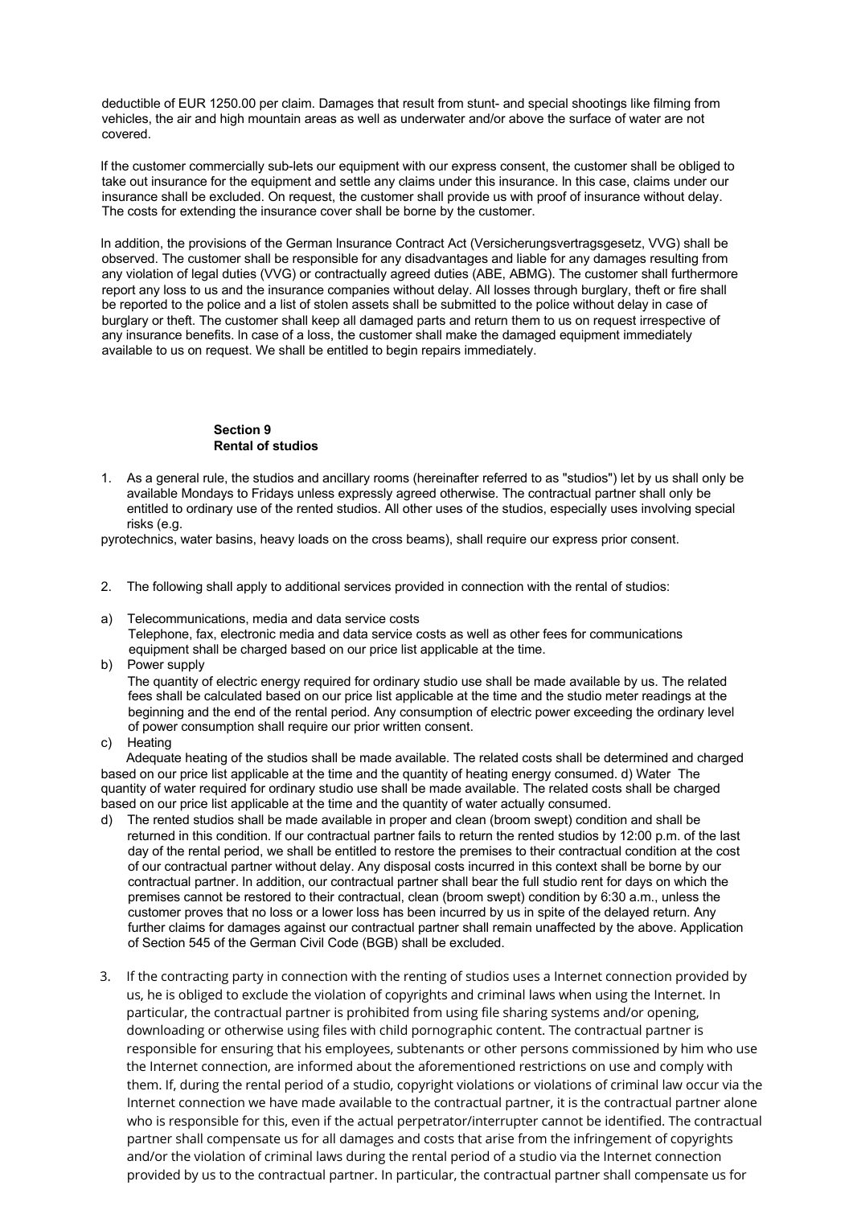deductible of EUR 1250.00 per claim. Damages that result from stunt- and special shootings like filming from vehicles, the air and high mountain areas as well as underwater and/or above the surface of water are not covered.

If the customer commercially sub-lets our equipment with our express consent, the customer shall be obliged to take out insurance for the equipment and settle any claims under this insurance. In this case, claims under our insurance shall be excluded. On request, the customer shall provide us with proof of insurance without delay. The costs for extending the insurance cover shall be borne by the customer.

In addition, the provisions of the German Insurance Contract Act (Versicherungsvertragsgesetz, VVG) shall be observed. The customer shall be responsible for any disadvantages and liable for any damages resulting from any violation of legal duties (VVG) or contractually agreed duties (ABE, ABMG). The customer shall furthermore report any loss to us and the insurance companies without delay. All losses through burglary, theft or fire shall be reported to the police and a list of stolen assets shall be submitted to the police without delay in case of burglary or theft. The customer shall keep all damaged parts and return them to us on request irrespective of any insurance benefits. In case of a loss, the customer shall make the damaged equipment immediately available to us on request. We shall be entitled to begin repairs immediately.

## Section 9
## Rental of studios

1. As a general rule, the studios and ancillary rooms (hereinafter referred to as "studios") let by us shall only be available Mondays to Fridays unless expressly agreed otherwise. The contractual partner shall only be entitled to ordinary use of the rented studios. All other uses of the studios, especially uses involving special risks (e.g.
pyrotechnics, water basins, heavy loads on the cross beams), shall require our express prior consent.

2. The following shall apply to additional services provided in connection with the rental of studios:

a) Telecommunications, media and data service costs
Telephone, fax, electronic media and data service costs as well as other fees for communications equipment shall be charged based on our price list applicable at the time.

b) Power supply
The quantity of electric energy required for ordinary studio use shall be made available by us. The related fees shall be calculated based on our price list applicable at the time and the studio meter readings at the beginning and the end of the rental period. Any consumption of electric power exceeding the ordinary level of power consumption shall require our prior written consent.

c) Heating
Adequate heating of the studios shall be made available. The related costs shall be determined and charged based on our price list applicable at the time and the quantity of heating energy consumed. d) Water The quantity of water required for ordinary studio use shall be made available. The related costs shall be charged based on our price list applicable at the time and the quantity of water actually consumed.

d) The rented studios shall be made available in proper and clean (broom swept) condition and shall be returned in this condition. If our contractual partner fails to return the rented studios by 12:00 p.m. of the last day of the rental period, we shall be entitled to restore the premises to their contractual condition at the cost of our contractual partner without delay. Any disposal costs incurred in this context shall be borne by our contractual partner. In addition, our contractual partner shall bear the full studio rent for days on which the premises cannot be restored to their contractual, clean (broom swept) condition by 6:30 a.m., unless the customer proves that no loss or a lower loss has been incurred by us in spite of the delayed return. Any further claims for damages against our contractual partner shall remain unaffected by the above. Application of Section 545 of the German Civil Code (BGB) shall be excluded.

3. If the contracting party in connection with the renting of studios uses a Internet connection provided by us, he is obliged to exclude the violation of copyrights and criminal laws when using the Internet. In particular, the contractual partner is prohibited from using file sharing systems and/or opening, downloading or otherwise using files with child pornographic content. The contractual partner is responsible for ensuring that his employees, subtenants or other persons commissioned by him who use the Internet connection, are informed about the aforementioned restrictions on use and comply with them. If, during the rental period of a studio, copyright violations or violations of criminal law occur via the Internet connection we have made available to the contractual partner, it is the contractual partner alone who is responsible for this, even if the actual perpetrator/interrupter cannot be identified. The contractual partner shall compensate us for all damages and costs that arise from the infringement of copyrights and/or the violation of criminal laws during the rental period of a studio via the Internet connection provided by us to the contractual partner. In particular, the contractual partner shall compensate us for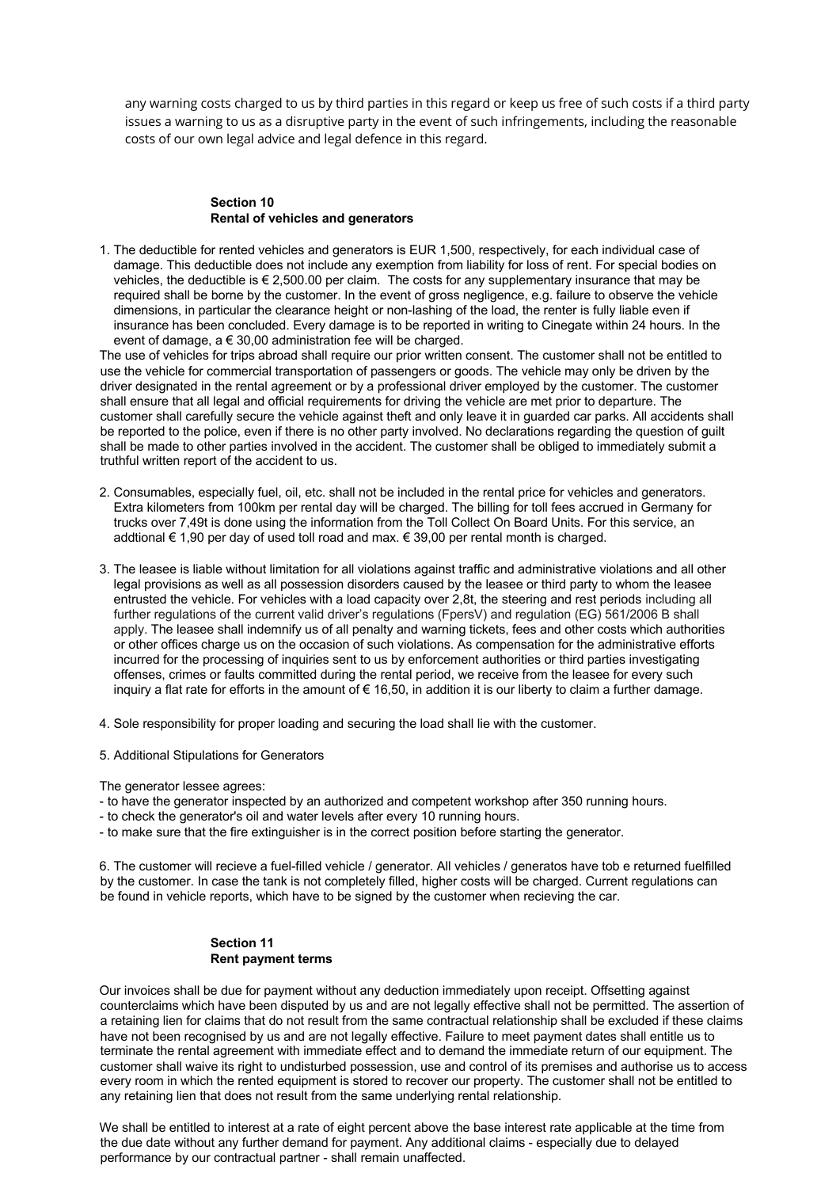any warning costs charged to us by third parties in this regard or keep us free of such costs if a third party issues a warning to us as a disruptive party in the event of such infringements, including the reasonable costs of our own legal advice and legal defence in this regard.

## Section 10
## Rental of vehicles and generators

1. The deductible for rented vehicles and generators is EUR 1,500, respectively, for each individual case of damage. This deductible does not include any exemption from liability for loss of rent. For special bodies on vehicles, the deductible is € 2,500.00 per claim. The costs for any supplementary insurance that may be required shall be borne by the customer. In the event of gross negligence, e.g. failure to observe the vehicle dimensions, in particular the clearance height or non-lashing of the load, the renter is fully liable even if insurance has been concluded. Every damage is to be reported in writing to Cinegate within 24 hours. In the event of damage, a € 30,00 administration fee will be charged.

The use of vehicles for trips abroad shall require our prior written consent. The customer shall not be entitled to use the vehicle for commercial transportation of passengers or goods. The vehicle may only be driven by the driver designated in the rental agreement or by a professional driver employed by the customer. The customer shall ensure that all legal and official requirements for driving the vehicle are met prior to departure. The customer shall carefully secure the vehicle against theft and only leave it in guarded car parks. All accidents shall be reported to the police, even if there is no other party involved. No declarations regarding the question of guilt shall be made to other parties involved in the accident. The customer shall be obliged to immediately submit a truthful written report of the accident to us.

2. Consumables, especially fuel, oil, etc. shall not be included in the rental price for vehicles and generators. Extra kilometers from 100km per rental day will be charged. The billing for toll fees accrued in Germany for trucks over 7,49t is done using the information from the Toll Collect On Board Units. For this service, an addtional € 1,90 per day of used toll road and max. € 39,00 per rental month is charged.

3. The leasee is liable without limitation for all violations against traffic and administrative violations and all other legal provisions as well as all possession disorders caused by the leasee or third party to whom the leasee entrusted the vehicle. For vehicles with a load capacity over 2,8t, the steering and rest periods including all further regulations of the current valid driver's regulations (FpersV) and regulation (EG) 561/2006 B shall apply. The leasee shall indemnify us of all penalty and warning tickets, fees and other costs which authorities or other offices charge us on the occasion of such violations. As compensation for the administrative efforts incurred for the processing of inquiries sent to us by enforcement authorities or third parties investigating offenses, crimes or faults committed during the rental period, we receive from the leasee for every such inquiry a flat rate for efforts in the amount of € 16,50, in addition it is our liberty to claim a further damage.

4. Sole responsibility for proper loading and securing the load shall lie with the customer.

5. Additional Stipulations for Generators

The generator lessee agrees:
- to have the generator inspected by an authorized and competent workshop after 350 running hours.
- to check the generator's oil and water levels after every 10 running hours.
- to make sure that the fire extinguisher is in the correct position before starting the generator.

6. The customer will recieve a fuel-filled vehicle / generator. All vehicles / generatos have tob e returned fuelfilled by the customer. In case the tank is not completely filled, higher costs will be charged. Current regulations can be found in vehicle reports, which have to be signed by the customer when recieving the car.

## Section 11
## Rent payment terms

Our invoices shall be due for payment without any deduction immediately upon receipt. Offsetting against counterclaims which have been disputed by us and are not legally effective shall not be permitted. The assertion of a retaining lien for claims that do not result from the same contractual relationship shall be excluded if these claims have not been recognised by us and are not legally effective. Failure to meet payment dates shall entitle us to terminate the rental agreement with immediate effect and to demand the immediate return of our equipment. The customer shall waive its right to undisturbed possession, use and control of its premises and authorise us to access every room in which the rented equipment is stored to recover our property. The customer shall not be entitled to any retaining lien that does not result from the same underlying rental relationship.

We shall be entitled to interest at a rate of eight percent above the base interest rate applicable at the time from the due date without any further demand for payment. Any additional claims - especially due to delayed performance by our contractual partner - shall remain unaffected.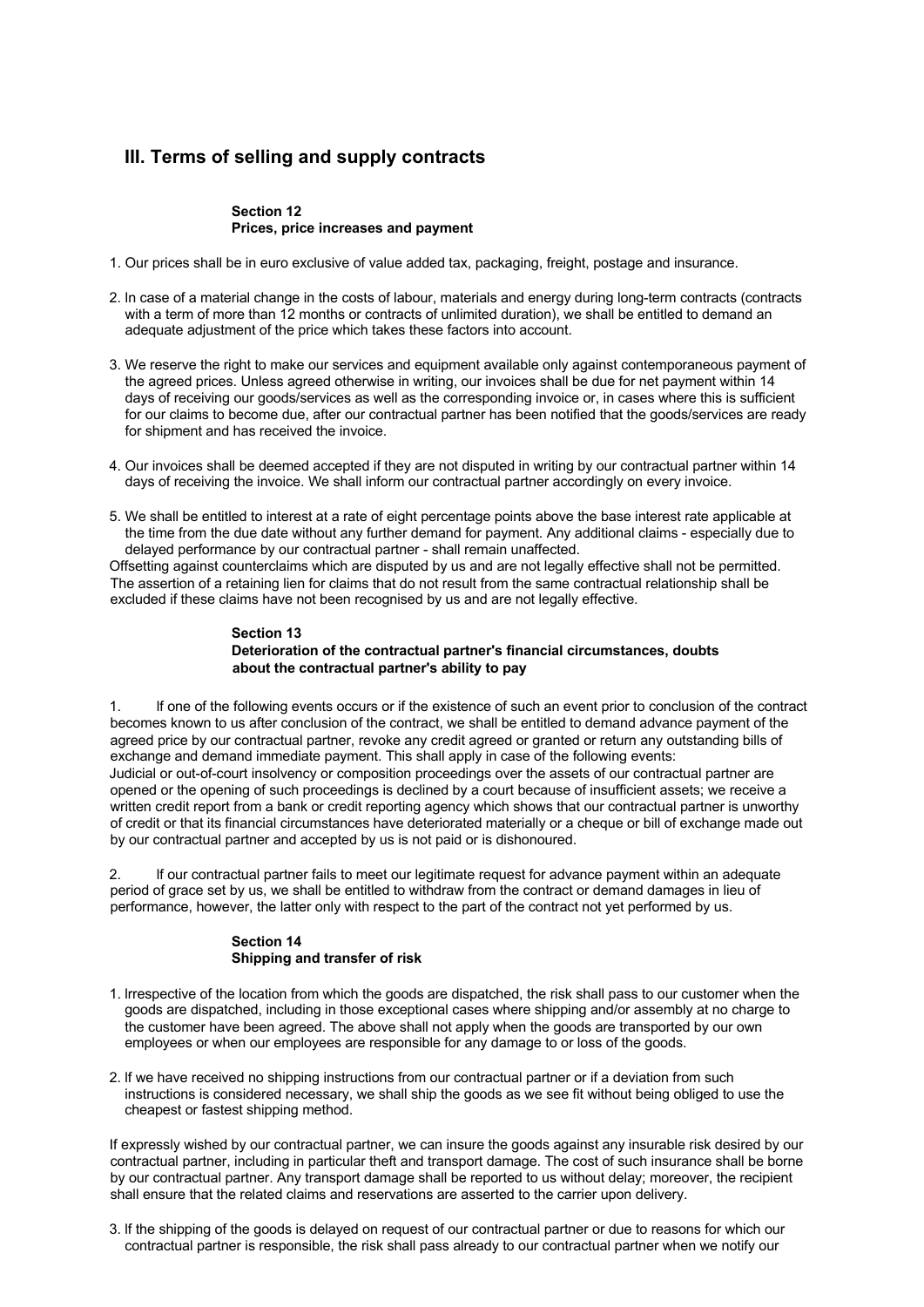## III. Terms of selling and supply contracts

### Section 12
### Prices, price increases and payment

1. Our prices shall be in euro exclusive of value added tax, packaging, freight, postage and insurance.

2. In case of a material change in the costs of labour, materials and energy during long-term contracts (contracts with a term of more than 12 months or contracts of unlimited duration), we shall be entitled to demand an adequate adjustment of the price which takes these factors into account.

3. We reserve the right to make our services and equipment available only against contemporaneous payment of the agreed prices. Unless agreed otherwise in writing, our invoices shall be due for net payment within 14 days of receiving our goods/services as well as the corresponding invoice or, in cases where this is sufficient for our claims to become due, after our contractual partner has been notified that the goods/services are ready for shipment and has received the invoice.

4. Our invoices shall be deemed accepted if they are not disputed in writing by our contractual partner within 14 days of receiving the invoice. We shall inform our contractual partner accordingly on every invoice.

5. We shall be entitled to interest at a rate of eight percentage points above the base interest rate applicable at the time from the due date without any further demand for payment. Any additional claims - especially due to delayed performance by our contractual partner - shall remain unaffected.

Offsetting against counterclaims which are disputed by us and are not legally effective shall not be permitted. The assertion of a retaining lien for claims that do not result from the same contractual relationship shall be excluded if these claims have not been recognised by us and are not legally effective.

### Section 13
### Deterioration of the contractual partner's financial circumstances, doubts about the contractual partner's ability to pay

1. If one of the following events occurs or if the existence of such an event prior to conclusion of the contract becomes known to us after conclusion of the contract, we shall be entitled to demand advance payment of the agreed price by our contractual partner, revoke any credit agreed or granted or return any outstanding bills of exchange and demand immediate payment. This shall apply in case of the following events:
Judicial or out-of-court insolvency or composition proceedings over the assets of our contractual partner are opened or the opening of such proceedings is declined by a court because of insufficient assets; we receive a written credit report from a bank or credit reporting agency which shows that our contractual partner is unworthy of credit or that its financial circumstances have deteriorated materially or a cheque or bill of exchange made out by our contractual partner and accepted by us is not paid or is dishonoured.

2. If our contractual partner fails to meet our legitimate request for advance payment within an adequate period of grace set by us, we shall be entitled to withdraw from the contract or demand damages in lieu of performance, however, the latter only with respect to the part of the contract not yet performed by us.

### Section 14
### Shipping and transfer of risk

1. Irrespective of the location from which the goods are dispatched, the risk shall pass to our customer when the goods are dispatched, including in those exceptional cases where shipping and/or assembly at no charge to the customer have been agreed. The above shall not apply when the goods are transported by our own employees or when our employees are responsible for any damage to or loss of the goods.

2. If we have received no shipping instructions from our contractual partner or if a deviation from such instructions is considered necessary, we shall ship the goods as we see fit without being obliged to use the cheapest or fastest shipping method.

If expressly wished by our contractual partner, we can insure the goods against any insurable risk desired by our contractual partner, including in particular theft and transport damage. The cost of such insurance shall be borne by our contractual partner. Any transport damage shall be reported to us without delay; moreover, the recipient shall ensure that the related claims and reservations are asserted to the carrier upon delivery.

3. If the shipping of the goods is delayed on request of our contractual partner or due to reasons for which our contractual partner is responsible, the risk shall pass already to our contractual partner when we notify our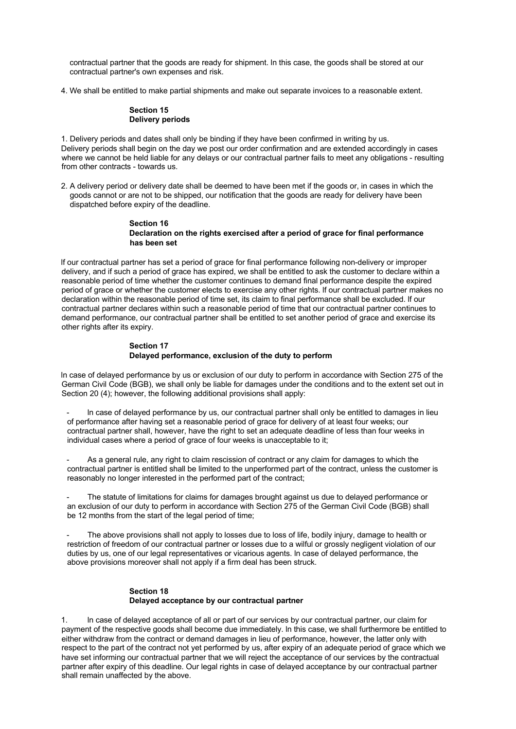contractual partner that the goods are ready for shipment. In this case, the goods shall be stored at our contractual partner's own expenses and risk.

4. We shall be entitled to make partial shipments and make out separate invoices to a reasonable extent.

## Section 15
## Delivery periods

1. Delivery periods and dates shall only be binding if they have been confirmed in writing by us. Delivery periods shall begin on the day we post our order confirmation and are extended accordingly in cases where we cannot be held liable for any delays or our contractual partner fails to meet any obligations - resulting from other contracts - towards us.

2. A delivery period or delivery date shall be deemed to have been met if the goods or, in cases in which the goods cannot or are not to be shipped, our notification that the goods are ready for delivery have been dispatched before expiry of the deadline.

## Section 16
## Declaration on the rights exercised after a period of grace for final performance has been set

If our contractual partner has set a period of grace for final performance following non-delivery or improper delivery, and if such a period of grace has expired, we shall be entitled to ask the customer to declare within a reasonable period of time whether the customer continues to demand final performance despite the expired period of grace or whether the customer elects to exercise any other rights. If our contractual partner makes no declaration within the reasonable period of time set, its claim to final performance shall be excluded. If our contractual partner declares within such a reasonable period of time that our contractual partner continues to demand performance, our contractual partner shall be entitled to set another period of grace and exercise its other rights after its expiry.

## Section 17
## Delayed performance, exclusion of the duty to perform

In case of delayed performance by us or exclusion of our duty to perform in accordance with Section 275 of the German Civil Code (BGB), we shall only be liable for damages under the conditions and to the extent set out in Section 20 (4); however, the following additional provisions shall apply:

- In case of delayed performance by us, our contractual partner shall only be entitled to damages in lieu of performance after having set a reasonable period of grace for delivery of at least four weeks; our contractual partner shall, however, have the right to set an adequate deadline of less than four weeks in individual cases where a period of grace of four weeks is unacceptable to it;

- As a general rule, any right to claim rescission of contract or any claim for damages to which the contractual partner is entitled shall be limited to the unperformed part of the contract, unless the customer is reasonably no longer interested in the performed part of the contract;

- The statute of limitations for claims for damages brought against us due to delayed performance or an exclusion of our duty to perform in accordance with Section 275 of the German Civil Code (BGB) shall be 12 months from the start of the legal period of time;

- The above provisions shall not apply to losses due to loss of life, bodily injury, damage to health or restriction of freedom of our contractual partner or losses due to a wilful or grossly negligent violation of our duties by us, one of our legal representatives or vicarious agents. In case of delayed performance, the above provisions moreover shall not apply if a firm deal has been struck.

## Section 18
## Delayed acceptance by our contractual partner

1. In case of delayed acceptance of all or part of our services by our contractual partner, our claim for payment of the respective goods shall become due immediately. In this case, we shall furthermore be entitled to either withdraw from the contract or demand damages in lieu of performance, however, the latter only with respect to the part of the contract not yet performed by us, after expiry of an adequate period of grace which we have set informing our contractual partner that we will reject the acceptance of our services by the contractual partner after expiry of this deadline. Our legal rights in case of delayed acceptance by our contractual partner shall remain unaffected by the above.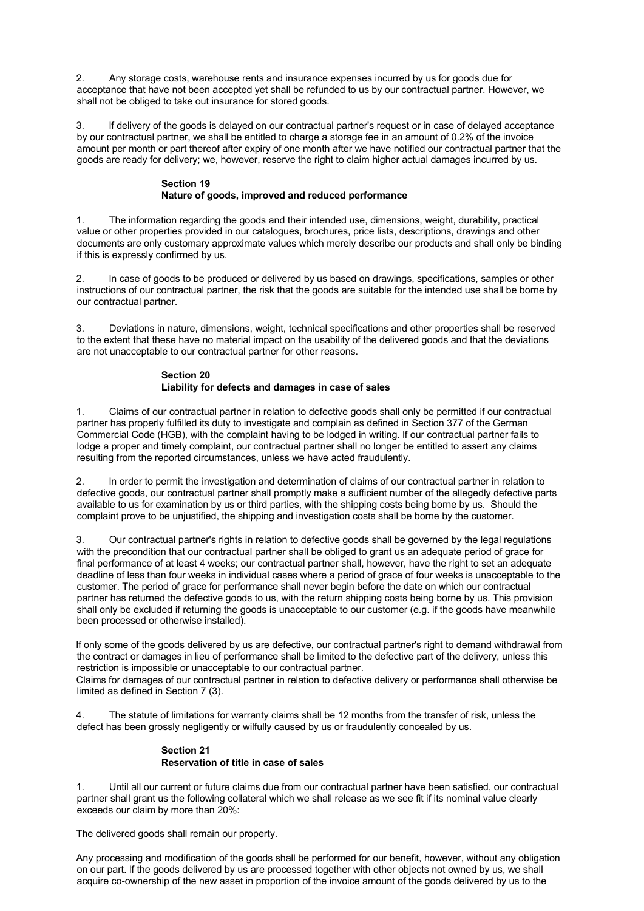2. Any storage costs, warehouse rents and insurance expenses incurred by us for goods due for acceptance that have not been accepted yet shall be refunded to us by our contractual partner. However, we shall not be obliged to take out insurance for stored goods.

3. If delivery of the goods is delayed on our contractual partner's request or in case of delayed acceptance by our contractual partner, we shall be entitled to charge a storage fee in an amount of 0.2% of the invoice amount per month or part thereof after expiry of one month after we have notified our contractual partner that the goods are ready for delivery; we, however, reserve the right to claim higher actual damages incurred by us.

## Section 19
## Nature of goods, improved and reduced performance

1. The information regarding the goods and their intended use, dimensions, weight, durability, practical value or other properties provided in our catalogues, brochures, price lists, descriptions, drawings and other documents are only customary approximate values which merely describe our products and shall only be binding if this is expressly confirmed by us.

2. In case of goods to be produced or delivered by us based on drawings, specifications, samples or other instructions of our contractual partner, the risk that the goods are suitable for the intended use shall be borne by our contractual partner.

3. Deviations in nature, dimensions, weight, technical specifications and other properties shall be reserved to the extent that these have no material impact on the usability of the delivered goods and that the deviations are not unacceptable to our contractual partner for other reasons.

## Section 20
## Liability for defects and damages in case of sales

1. Claims of our contractual partner in relation to defective goods shall only be permitted if our contractual partner has properly fulfilled its duty to investigate and complain as defined in Section 377 of the German Commercial Code (HGB), with the complaint having to be lodged in writing. If our contractual partner fails to lodge a proper and timely complaint, our contractual partner shall no longer be entitled to assert any claims resulting from the reported circumstances, unless we have acted fraudulently.

2. In order to permit the investigation and determination of claims of our contractual partner in relation to defective goods, our contractual partner shall promptly make a sufficient number of the allegedly defective parts available to us for examination by us or third parties, with the shipping costs being borne by us. Should the complaint prove to be unjustified, the shipping and investigation costs shall be borne by the customer.

3. Our contractual partner's rights in relation to defective goods shall be governed by the legal regulations with the precondition that our contractual partner shall be obliged to grant us an adequate period of grace for final performance of at least 4 weeks; our contractual partner shall, however, have the right to set an adequate deadline of less than four weeks in individual cases where a period of grace of four weeks is unacceptable to the customer. The period of grace for performance shall never begin before the date on which our contractual partner has returned the defective goods to us, with the return shipping costs being borne by us. This provision shall only be excluded if returning the goods is unacceptable to our customer (e.g. if the goods have meanwhile been processed or otherwise installed).

If only some of the goods delivered by us are defective, our contractual partner's right to demand withdrawal from the contract or damages in lieu of performance shall be limited to the defective part of the delivery, unless this restriction is impossible or unacceptable to our contractual partner.
Claims for damages of our contractual partner in relation to defective delivery or performance shall otherwise be limited as defined in Section 7 (3).

4. The statute of limitations for warranty claims shall be 12 months from the transfer of risk, unless the defect has been grossly negligently or wilfully caused by us or fraudulently concealed by us.

## Section 21
## Reservation of title in case of sales

1. Until all our current or future claims due from our contractual partner have been satisfied, our contractual partner shall grant us the following collateral which we shall release as we see fit if its nominal value clearly exceeds our claim by more than 20%:

The delivered goods shall remain our property.

Any processing and modification of the goods shall be performed for our benefit, however, without any obligation on our part. If the goods delivered by us are processed together with other objects not owned by us, we shall acquire co-ownership of the new asset in proportion of the invoice amount of the goods delivered by us to the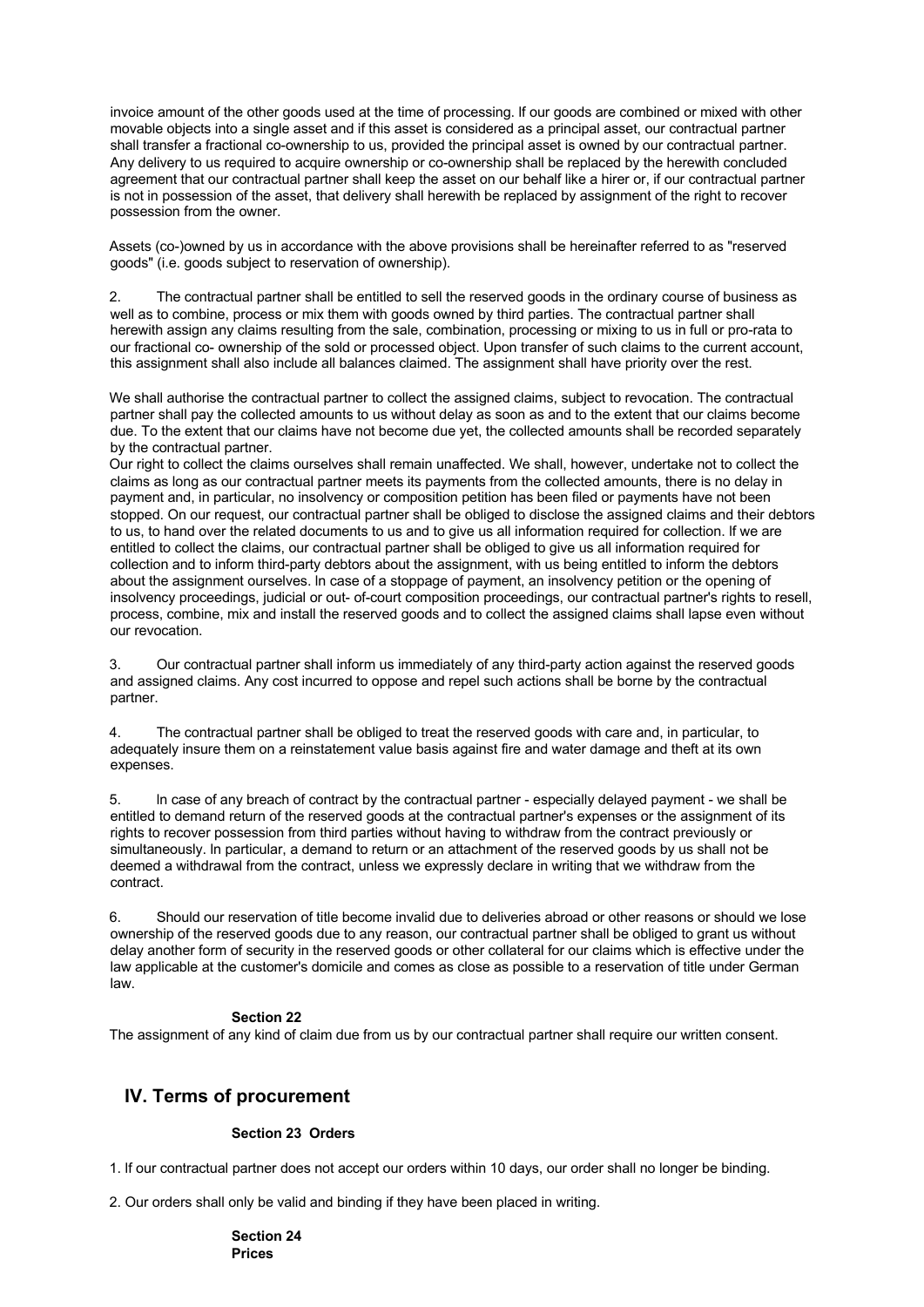invoice amount of the other goods used at the time of processing. If our goods are combined or mixed with other movable objects into a single asset and if this asset is considered as a principal asset, our contractual partner shall transfer a fractional co-ownership to us, provided the principal asset is owned by our contractual partner. Any delivery to us required to acquire ownership or co-ownership shall be replaced by the herewith concluded agreement that our contractual partner shall keep the asset on our behalf like a hirer or, if our contractual partner is not in possession of the asset, that delivery shall herewith be replaced by assignment of the right to recover possession from the owner.

Assets (co-)owned by us in accordance with the above provisions shall be hereinafter referred to as "reserved goods" (i.e. goods subject to reservation of ownership).

2. The contractual partner shall be entitled to sell the reserved goods in the ordinary course of business as well as to combine, process or mix them with goods owned by third parties. The contractual partner shall herewith assign any claims resulting from the sale, combination, processing or mixing to us in full or pro-rata to our fractional co- ownership of the sold or processed object. Upon transfer of such claims to the current account, this assignment shall also include all balances claimed. The assignment shall have priority over the rest.

We shall authorise the contractual partner to collect the assigned claims, subject to revocation. The contractual partner shall pay the collected amounts to us without delay as soon as and to the extent that our claims become due. To the extent that our claims have not become due yet, the collected amounts shall be recorded separately by the contractual partner.
Our right to collect the claims ourselves shall remain unaffected. We shall, however, undertake not to collect the claims as long as our contractual partner meets its payments from the collected amounts, there is no delay in payment and, in particular, no insolvency or composition petition has been filed or payments have not been stopped. On our request, our contractual partner shall be obliged to disclose the assigned claims and their debtors to us, to hand over the related documents to us and to give us all information required for collection. If we are entitled to collect the claims, our contractual partner shall be obliged to give us all information required for collection and to inform third-party debtors about the assignment, with us being entitled to inform the debtors about the assignment ourselves. In case of a stoppage of payment, an insolvency petition or the opening of insolvency proceedings, judicial or out- of-court composition proceedings, our contractual partner's rights to resell, process, combine, mix and install the reserved goods and to collect the assigned claims shall lapse even without our revocation.

3. Our contractual partner shall inform us immediately of any third-party action against the reserved goods and assigned claims. Any cost incurred to oppose and repel such actions shall be borne by the contractual partner.

4. The contractual partner shall be obliged to treat the reserved goods with care and, in particular, to adequately insure them on a reinstatement value basis against fire and water damage and theft at its own expenses.

5. In case of any breach of contract by the contractual partner - especially delayed payment - we shall be entitled to demand return of the reserved goods at the contractual partner's expenses or the assignment of its rights to recover possession from third parties without having to withdraw from the contract previously or simultaneously. In particular, a demand to return or an attachment of the reserved goods by us shall not be deemed a withdrawal from the contract, unless we expressly declare in writing that we withdraw from the contract.

6. Should our reservation of title become invalid due to deliveries abroad or other reasons or should we lose ownership of the reserved goods due to any reason, our contractual partner shall be obliged to grant us without delay another form of security in the reserved goods or other collateral for our claims which is effective under the law applicable at the customer's domicile and comes as close as possible to a reservation of title under German law.

**Section 22**

The assignment of any kind of claim due from us by our contractual partner shall require our written consent.

## IV. Terms of procurement

**Section 23 Orders**

1. If our contractual partner does not accept our orders within 10 days, our order shall no longer be binding.

2. Our orders shall only be valid and binding if they have been placed in writing.

**Section 24**
**Prices**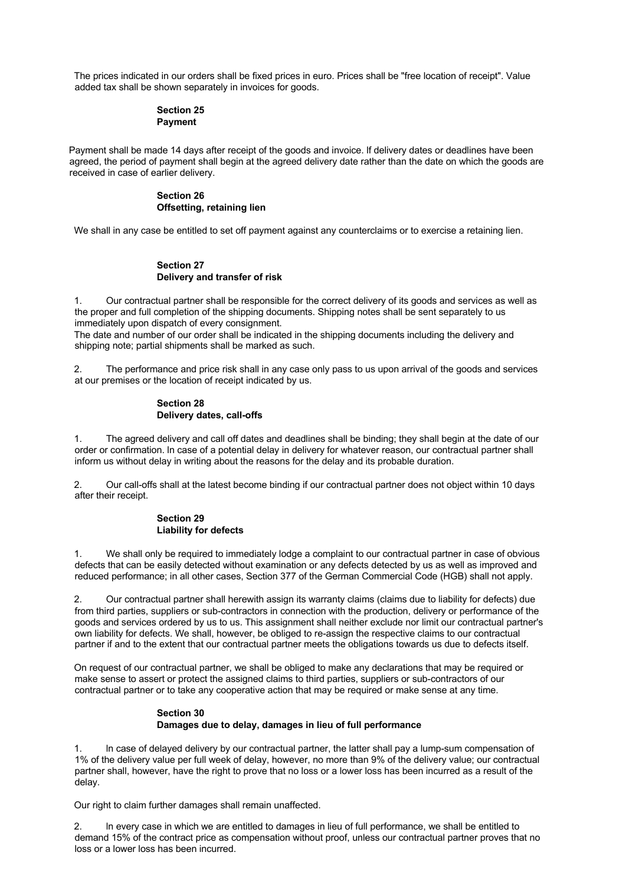The prices indicated in our orders shall be fixed prices in euro. Prices shall be "free location of receipt". Value added tax shall be shown separately in invoices for goods.

## Section 25
## Payment

Payment shall be made 14 days after receipt of the goods and invoice. If delivery dates or deadlines have been agreed, the period of payment shall begin at the agreed delivery date rather than the date on which the goods are received in case of earlier delivery.

## Section 26
## Offsetting, retaining lien

We shall in any case be entitled to set off payment against any counterclaims or to exercise a retaining lien.

## Section 27
## Delivery and transfer of risk

1. Our contractual partner shall be responsible for the correct delivery of its goods and services as well as the proper and full completion of the shipping documents. Shipping notes shall be sent separately to us immediately upon dispatch of every consignment.
The date and number of our order shall be indicated in the shipping documents including the delivery and shipping note; partial shipments shall be marked as such.

2. The performance and price risk shall in any case only pass to us upon arrival of the goods and services at our premises or the location of receipt indicated by us.

## Section 28
## Delivery dates, call-offs

1. The agreed delivery and call off dates and deadlines shall be binding; they shall begin at the date of our order or confirmation. In case of a potential delay in delivery for whatever reason, our contractual partner shall inform us without delay in writing about the reasons for the delay and its probable duration.

2. Our call-offs shall at the latest become binding if our contractual partner does not object within 10 days after their receipt.

## Section 29
## Liability for defects

1. We shall only be required to immediately lodge a complaint to our contractual partner in case of obvious defects that can be easily detected without examination or any defects detected by us as well as improved and reduced performance; in all other cases, Section 377 of the German Commercial Code (HGB) shall not apply.

2. Our contractual partner shall herewith assign its warranty claims (claims due to liability for defects) due from third parties, suppliers or sub-contractors in connection with the production, delivery or performance of the goods and services ordered by us to us. This assignment shall neither exclude nor limit our contractual partner's own liability for defects. We shall, however, be obliged to re-assign the respective claims to our contractual partner if and to the extent that our contractual partner meets the obligations towards us due to defects itself.

On request of our contractual partner, we shall be obliged to make any declarations that may be required or make sense to assert or protect the assigned claims to third parties, suppliers or sub-contractors of our contractual partner or to take any cooperative action that may be required or make sense at any time.

## Section 30
## Damages due to delay, damages in lieu of full performance

1. In case of delayed delivery by our contractual partner, the latter shall pay a lump-sum compensation of 1% of the delivery value per full week of delay, however, no more than 9% of the delivery value; our contractual partner shall, however, have the right to prove that no loss or a lower loss has been incurred as a result of the delay.

Our right to claim further damages shall remain unaffected.

2. In every case in which we are entitled to damages in lieu of full performance, we shall be entitled to demand 15% of the contract price as compensation without proof, unless our contractual partner proves that no loss or a lower loss has been incurred.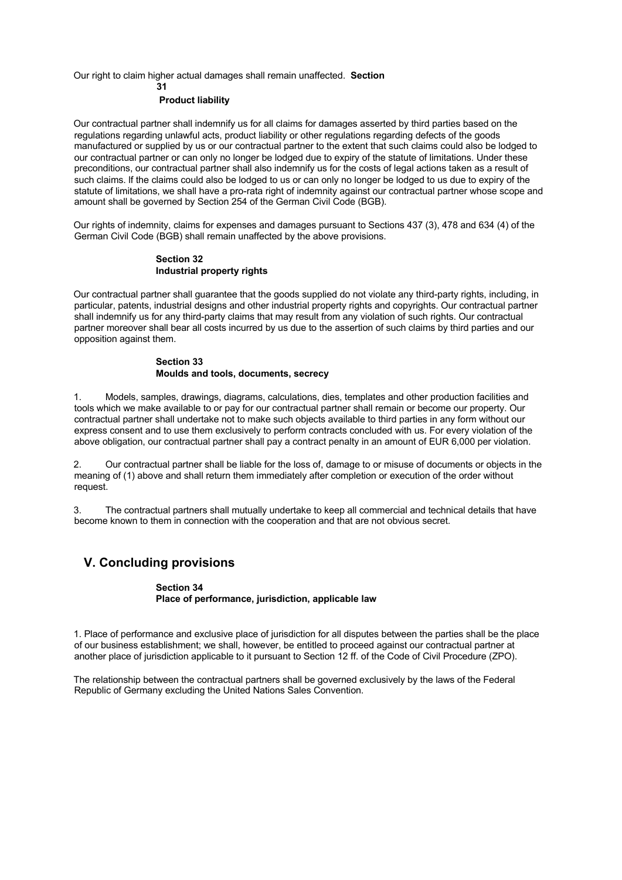Our right to claim higher actual damages shall remain unaffected.

**Section 31**
**Product liability**

Our contractual partner shall indemnify us for all claims for damages asserted by third parties based on the regulations regarding unlawful acts, product liability or other regulations regarding defects of the goods manufactured or supplied by us or our contractual partner to the extent that such claims could also be lodged to our contractual partner or can only no longer be lodged due to expiry of the statute of limitations. Under these preconditions, our contractual partner shall also indemnify us for the costs of legal actions taken as a result of such claims. If the claims could also be lodged to us or can only no longer be lodged to us due to expiry of the statute of limitations, we shall have a pro-rata right of indemnity against our contractual partner whose scope and amount shall be governed by Section 254 of the German Civil Code (BGB).

Our rights of indemnity, claims for expenses and damages pursuant to Sections 437 (3), 478 and 634 (4) of the German Civil Code (BGB) shall remain unaffected by the above provisions.

**Section 32**
**Industrial property rights**

Our contractual partner shall guarantee that the goods supplied do not violate any third-party rights, including, in particular, patents, industrial designs and other industrial property rights and copyrights. Our contractual partner shall indemnify us for any third-party claims that may result from any violation of such rights. Our contractual partner moreover shall bear all costs incurred by us due to the assertion of such claims by third parties and our opposition against them.

**Section 33**
**Moulds and tools, documents, secrecy**

1. Models, samples, drawings, diagrams, calculations, dies, templates and other production facilities and tools which we make available to or pay for our contractual partner shall remain or become our property. Our contractual partner shall undertake not to make such objects available to third parties in any form without our express consent and to use them exclusively to perform contracts concluded with us. For every violation of the above obligation, our contractual partner shall pay a contract penalty in an amount of EUR 6,000 per violation.

2. Our contractual partner shall be liable for the loss of, damage to or misuse of documents or objects in the meaning of (1) above and shall return them immediately after completion or execution of the order without request.

3. The contractual partners shall mutually undertake to keep all commercial and technical details that have become known to them in connection with the cooperation and that are not obvious secret.

## V. Concluding provisions

**Section 34**
**Place of performance, jurisdiction, applicable law**

1. Place of performance and exclusive place of jurisdiction for all disputes between the parties shall be the place of our business establishment; we shall, however, be entitled to proceed against our contractual partner at another place of jurisdiction applicable to it pursuant to Section 12 ff. of the Code of Civil Procedure (ZPO).

The relationship between the contractual partners shall be governed exclusively by the laws of the Federal Republic of Germany excluding the United Nations Sales Convention.